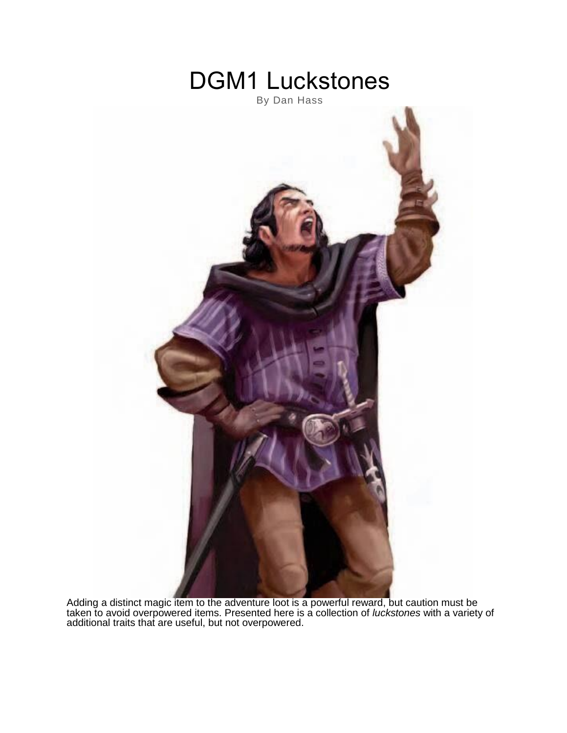# DGM1 Luckstones

By Dan Hass

Adding a distinct magic item to the adventure loot is a powerful reward, but caution must be taken to avoid overpowered items. Presented here is a collection of *luckstones* with a variety of additional traits that are useful, but not overpowered.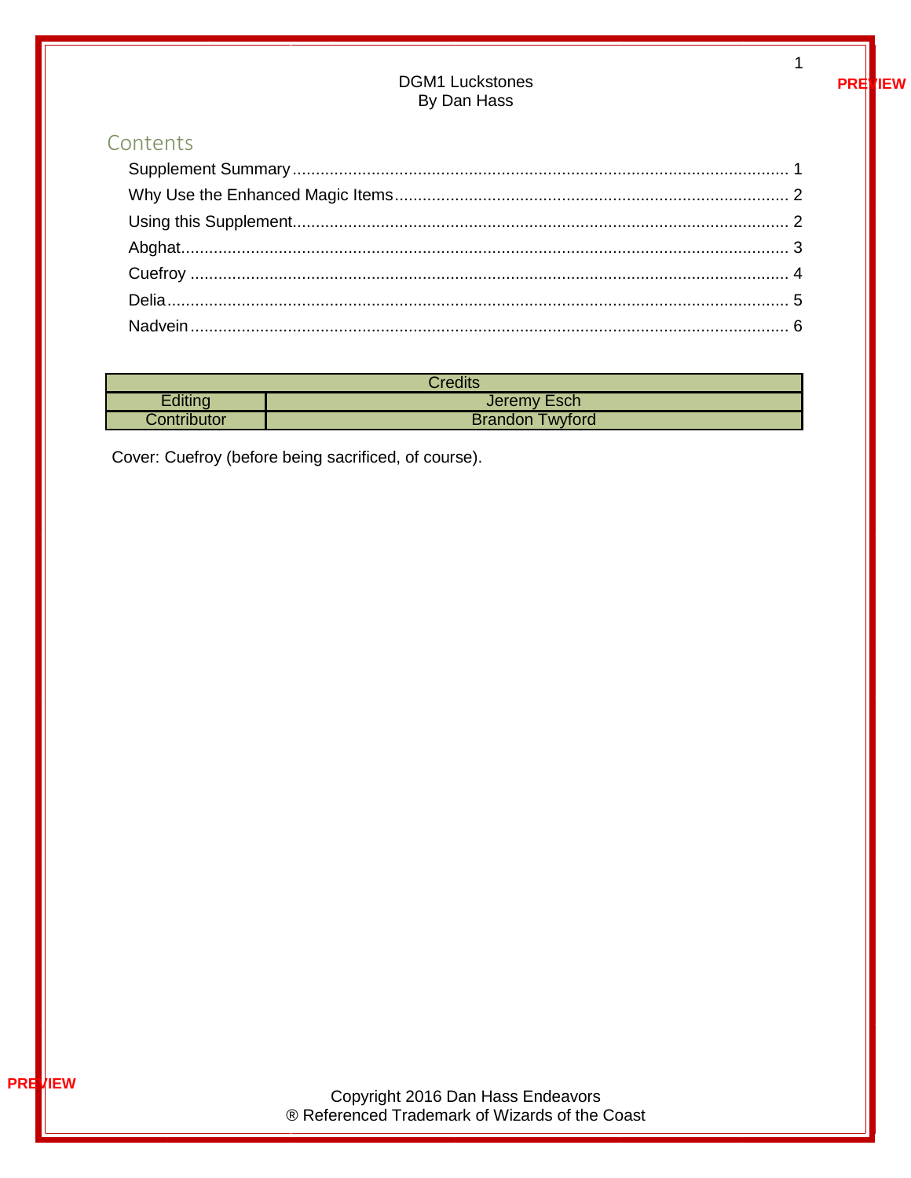DGM1 Luckstones
By Dan Hass

## Contents

- Supplement Summary ........ 1
- Why Use the Enhanced Magic Items ........ 2
- Using this Supplement ........ 2
- Abghat ........ 3
- Cuefroy ........ 4
- Delia ........ 5
- Nadvein ........ 6

| Credits | |
|---|---|
| Editing | Jeremy Esch |
| Contributor | Brandon Twyford |

Cover: Cuefroy (before being sacrificed, of course).

Copyright 2016 Dan Hass Endeavors
® Referenced Trademark of Wizards of the Coast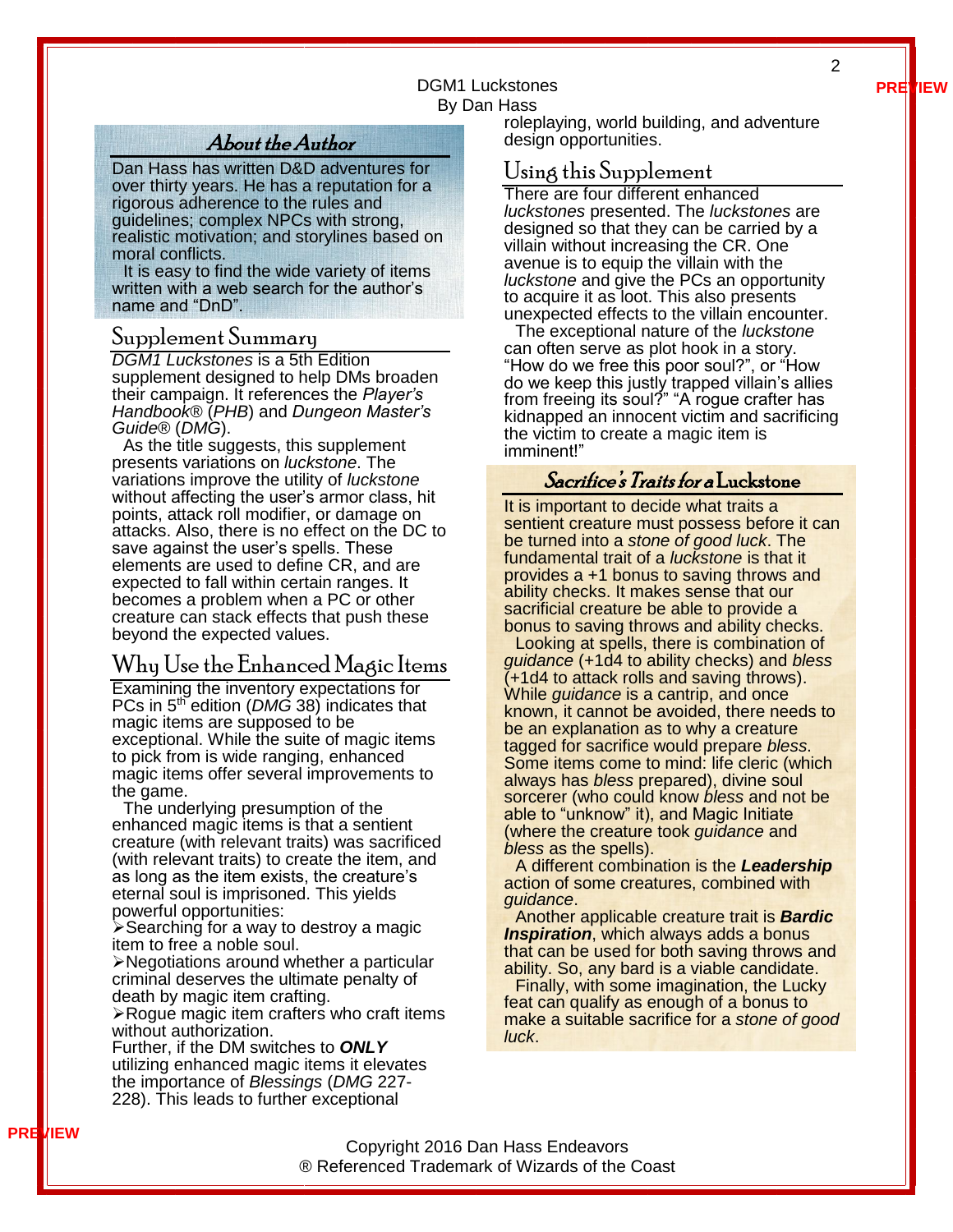## About the Author

Dan Hass has written D&D adventures for over thirty years. He has a reputation for a rigorous adherence to the rules and guidelines; complex NPCs with strong, realistic motivation; and storylines based on moral conflicts.

It is easy to find the wide variety of items written with a web search for the author's name and "DnD".

## Supplement Summary

*DGM1 Luckstones* is a 5th Edition supplement designed to help DMs broaden their campaign. It references the *Player's Handbook*® (*PHB*) and *Dungeon Master's Guide*® (*DMG*).

As the title suggests, this supplement presents variations on *luckstone*. The variations improve the utility of *luckstone* without affecting the user's armor class, hit points, attack roll modifier, or damage on attacks. Also, there is no effect on the DC to save against the user's spells. These elements are used to define CR, and are expected to fall within certain ranges. It becomes a problem when a PC or other creature can stack effects that push these beyond the expected values.

## Why Use the Enhanced Magic Items

Examining the inventory expectations for PCs in 5th edition (*DMG* 38) indicates that magic items are supposed to be exceptional. While the suite of magic items to pick from is wide ranging, enhanced magic items offer several improvements to the game.

The underlying presumption of the enhanced magic items is that a sentient creature (with relevant traits) was sacrificed (with relevant traits) to create the item, and as long as the item exists, the creature's eternal soul is imprisoned. This yields powerful opportunities:

- Searching for a way to destroy a magic item to free a noble soul.
- Negotiations around whether a particular criminal deserves the ultimate penalty of death by magic item crafting.
- Rogue magic item crafters who craft items without authorization.

Further, if the DM switches to ***ONLY*** utilizing enhanced magic items it elevates the importance of *Blessings* (*DMG* 227-228). This leads to further exceptional roleplaying, world building, and adventure design opportunities.

## Using this Supplement

There are four different enhanced *luckstones* presented. The *luckstones* are designed so that they can be carried by a villain without increasing the CR. One avenue is to equip the villain with the *luckstone* and give the PCs an opportunity to acquire it as loot. This also presents unexpected effects to the villain encounter.

The exceptional nature of the *luckstone* can often serve as plot hook in a story. "How do we free this poor soul?", or "How do we keep this justly trapped villain's allies from freeing its soul?" "A rogue crafter has kidnapped an innocent victim and sacrificing the victim to create a magic item is imminent!"

## Sacrifice's Traits for a Luckstone

It is important to decide what traits a sentient creature must possess before it can be turned into a *stone of good luck*. The fundamental trait of a *luckstone* is that it provides a +1 bonus to saving throws and ability checks. It makes sense that our sacrificial creature be able to provide a bonus to saving throws and ability checks.

Looking at spells, there is combination of *guidance* (+1d4 to ability checks) and *bless* (+1d4 to attack rolls and saving throws). While *guidance* is a cantrip, and once known, it cannot be avoided, there needs to be an explanation as to why a creature tagged for sacrifice would prepare *bless*. Some items come to mind: life cleric (which always has *bless* prepared), divine soul sorcerer (who could know *bless* and not be able to "unknow" it), and Magic Initiate (where the creature took *guidance* and *bless* as the spells).

A different combination is the ***Leadership*** action of some creatures, combined with *guidance*.

Another applicable creature trait is ***Bardic Inspiration***, which always adds a bonus that can be used for both saving throws and ability. So, any bard is a viable candidate.

Finally, with some imagination, the Lucky feat can qualify as enough of a bonus to make a suitable sacrifice for a *stone of good luck*.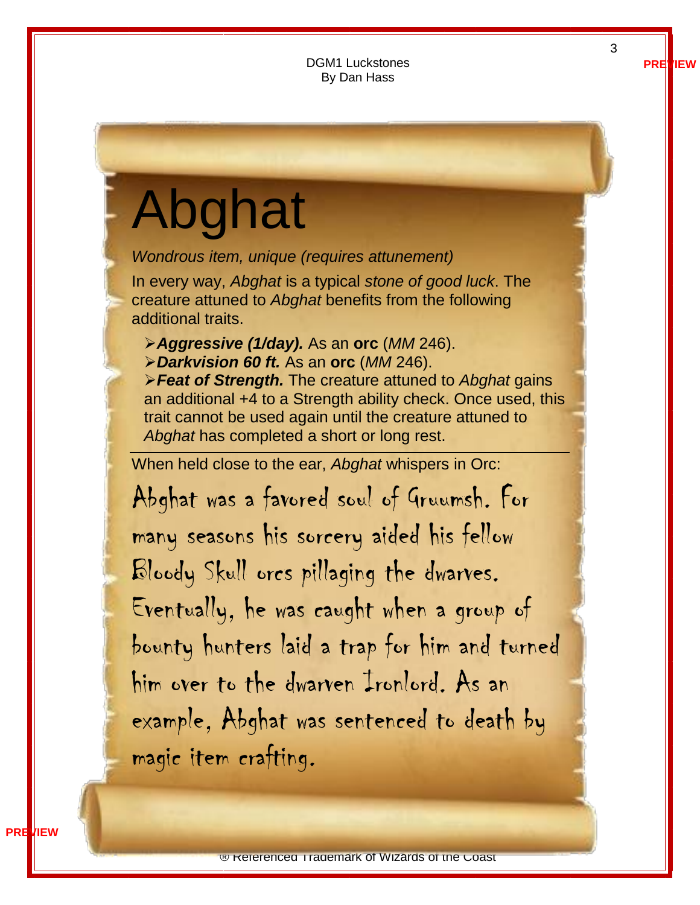# Abghat

*Wondrous item, unique (requires attunement)*

In every way, *Abghat* is a typical *stone of good luck*. The creature attuned to *Abghat* benefits from the following additional traits.

- ***Aggressive (1/day).*** As an **orc** (*MM* 246).
- ***Darkvision 60 ft.*** As an **orc** (*MM* 246).
- ***Feat of Strength.*** The creature attuned to *Abghat* gains an additional +4 to a Strength ability check. Once used, this trait cannot be used again until the creature attuned to *Abghat* has completed a short or long rest.

---

When held close to the ear, *Abghat* whispers in Orc:

Abghat was a favored soul of Gruumsh. For many seasons his sorcery aided his fellow Bloody Skull orcs pillaging the dwarves. Eventually, he was caught when a group of bounty hunters laid a trap for him and turned him over to the dwarven Ironlord. As an example, Abghat was sentenced to death by magic item crafting.